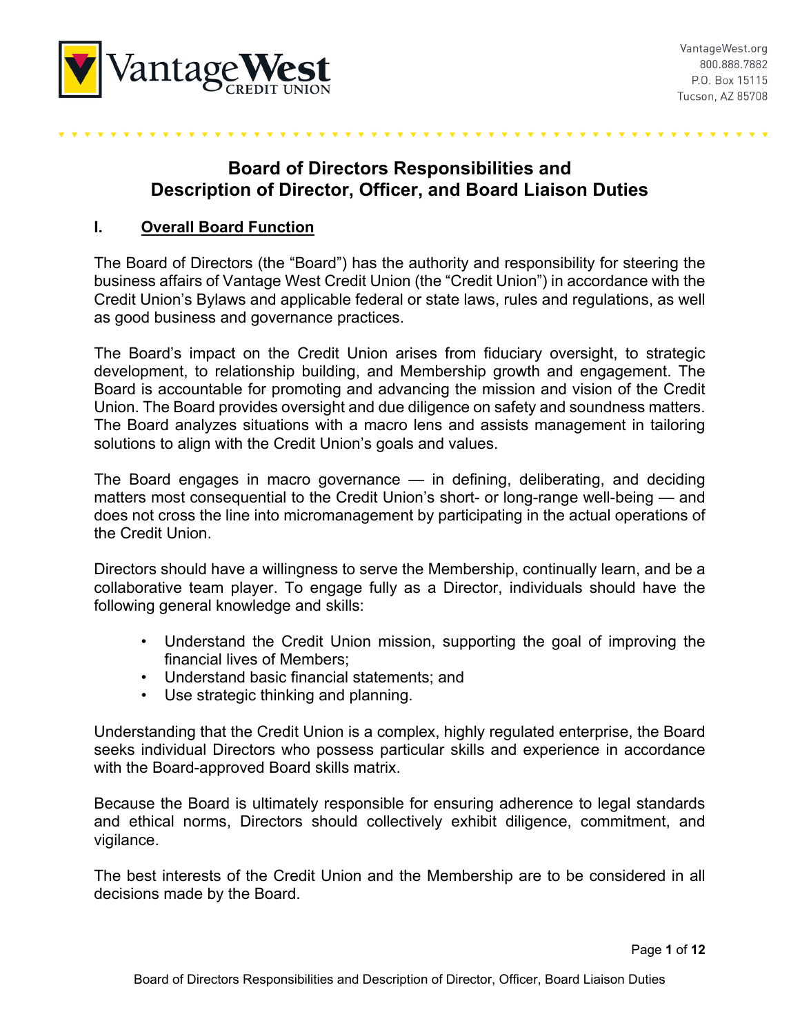# Board of Directors Responsibilities and Description of Director, Officer, and Board Liaison Duties

## I. Overall Board Function

The Board of Directors (the "Board") has the authority and responsibility for steering the business affairs of Vantage West Credit Union (the "Credit Union") in accordance with the Credit Union's Bylaws and applicable federal or state laws, rules and regulations, as well as good business and governance practices.

The Board's impact on the Credit Union arises from fiduciary oversight, to strategic development, to relationship building, and Membership growth and engagement. The Board is accountable for promoting and advancing the mission and vision of the Credit Union. The Board provides oversight and due diligence on safety and soundness matters. The Board analyzes situations with a macro lens and assists management in tailoring solutions to align with the Credit Union's goals and values.

The Board engages in macro governance — in defining, deliberating, and deciding matters most consequential to the Credit Union's short- or long-range well-being — and does not cross the line into micromanagement by participating in the actual operations of the Credit Union.

Directors should have a willingness to serve the Membership, continually learn, and be a collaborative team player. To engage fully as a Director, individuals should have the following general knowledge and skills:

- Understand the Credit Union mission, supporting the goal of improving the financial lives of Members;
- Understand basic financial statements; and
- Use strategic thinking and planning.

Understanding that the Credit Union is a complex, highly regulated enterprise, the Board seeks individual Directors who possess particular skills and experience in accordance with the Board-approved Board skills matrix.

Because the Board is ultimately responsible for ensuring adherence to legal standards and ethical norms, Directors should collectively exhibit diligence, commitment, and vigilance.

The best interests of the Credit Union and the Membership are to be considered in all decisions made by the Board.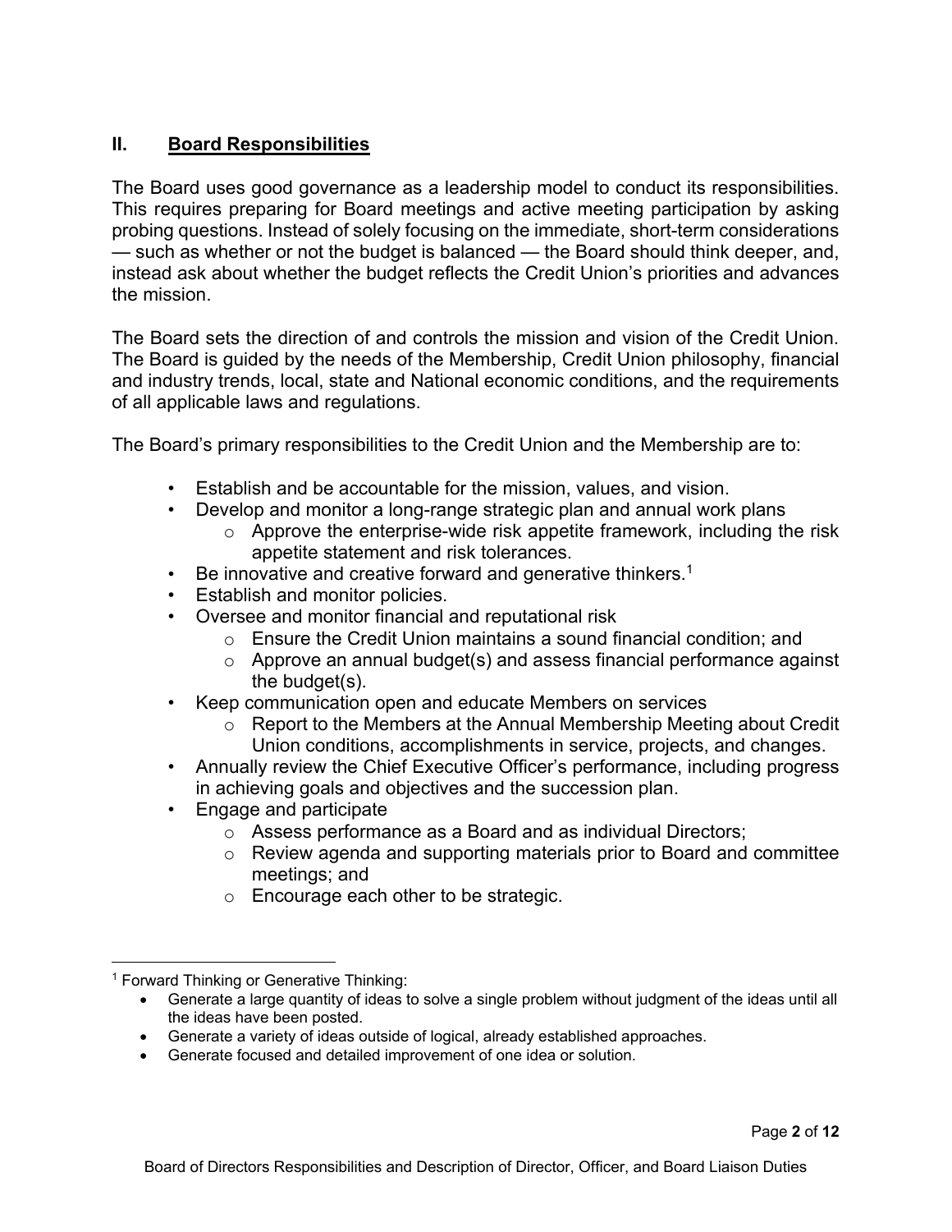## II. Board Responsibilities

The Board uses good governance as a leadership model to conduct its responsibilities. This requires preparing for Board meetings and active meeting participation by asking probing questions. Instead of solely focusing on the immediate, short-term considerations — such as whether or not the budget is balanced — the Board should think deeper, and, instead ask about whether the budget reflects the Credit Union's priorities and advances the mission.

The Board sets the direction of and controls the mission and vision of the Credit Union. The Board is guided by the needs of the Membership, Credit Union philosophy, financial and industry trends, local, state and National economic conditions, and the requirements of all applicable laws and regulations.

The Board's primary responsibilities to the Credit Union and the Membership are to:

- Establish and be accountable for the mission, values, and vision.
- Develop and monitor a long-range strategic plan and annual work plans
  - Approve the enterprise-wide risk appetite framework, including the risk appetite statement and risk tolerances.
- Be innovative and creative forward and generative thinkers.[1]
- Establish and monitor policies.
- Oversee and monitor financial and reputational risk
  - Ensure the Credit Union maintains a sound financial condition; and
  - Approve an annual budget(s) and assess financial performance against the budget(s).
- Keep communication open and educate Members on services
  - Report to the Members at the Annual Membership Meeting about Credit Union conditions, accomplishments in service, projects, and changes.
- Annually review the Chief Executive Officer's performance, including progress in achieving goals and objectives and the succession plan.
- Engage and participate
  - Assess performance as a Board and as individual Directors;
  - Review agenda and supporting materials prior to Board and committee meetings; and
  - Encourage each other to be strategic.

---

[1] Forward Thinking or Generative Thinking:

- Generate a large quantity of ideas to solve a single problem without judgment of the ideas until all the ideas have been posted.
- Generate a variety of ideas outside of logical, already established approaches.
- Generate focused and detailed improvement of one idea or solution.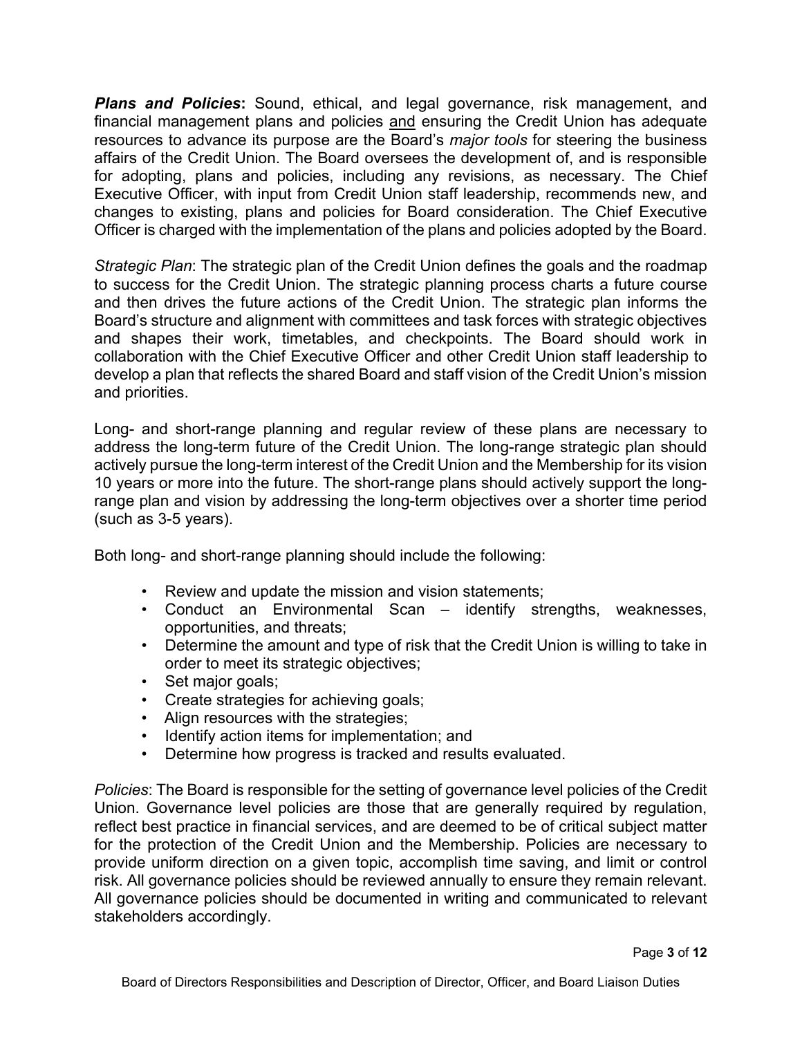***Plans and Policies*****:** Sound, ethical, and legal governance, risk management, and financial management plans and policies <u>and</u> ensuring the Credit Union has adequate resources to advance its purpose are the Board's *major tools* for steering the business affairs of the Credit Union. The Board oversees the development of, and is responsible for adopting, plans and policies, including any revisions, as necessary. The Chief Executive Officer, with input from Credit Union staff leadership, recommends new, and changes to existing, plans and policies for Board consideration. The Chief Executive Officer is charged with the implementation of the plans and policies adopted by the Board.

*Strategic Plan*: The strategic plan of the Credit Union defines the goals and the roadmap to success for the Credit Union. The strategic planning process charts a future course and then drives the future actions of the Credit Union. The strategic plan informs the Board's structure and alignment with committees and task forces with strategic objectives and shapes their work, timetables, and checkpoints. The Board should work in collaboration with the Chief Executive Officer and other Credit Union staff leadership to develop a plan that reflects the shared Board and staff vision of the Credit Union's mission and priorities.

Long- and short-range planning and regular review of these plans are necessary to address the long-term future of the Credit Union. The long-range strategic plan should actively pursue the long-term interest of the Credit Union and the Membership for its vision 10 years or more into the future. The short-range plans should actively support the long-range plan and vision by addressing the long-term objectives over a shorter time period (such as 3-5 years).

Both long- and short-range planning should include the following:

- Review and update the mission and vision statements;
- Conduct an Environmental Scan – identify strengths, weaknesses, opportunities, and threats;
- Determine the amount and type of risk that the Credit Union is willing to take in order to meet its strategic objectives;
- Set major goals;
- Create strategies for achieving goals;
- Align resources with the strategies;
- Identify action items for implementation; and
- Determine how progress is tracked and results evaluated.

*Policies*: The Board is responsible for the setting of governance level policies of the Credit Union. Governance level policies are those that are generally required by regulation, reflect best practice in financial services, and are deemed to be of critical subject matter for the protection of the Credit Union and the Membership. Policies are necessary to provide uniform direction on a given topic, accomplish time saving, and limit or control risk. All governance policies should be reviewed annually to ensure they remain relevant. All governance policies should be documented in writing and communicated to relevant stakeholders accordingly.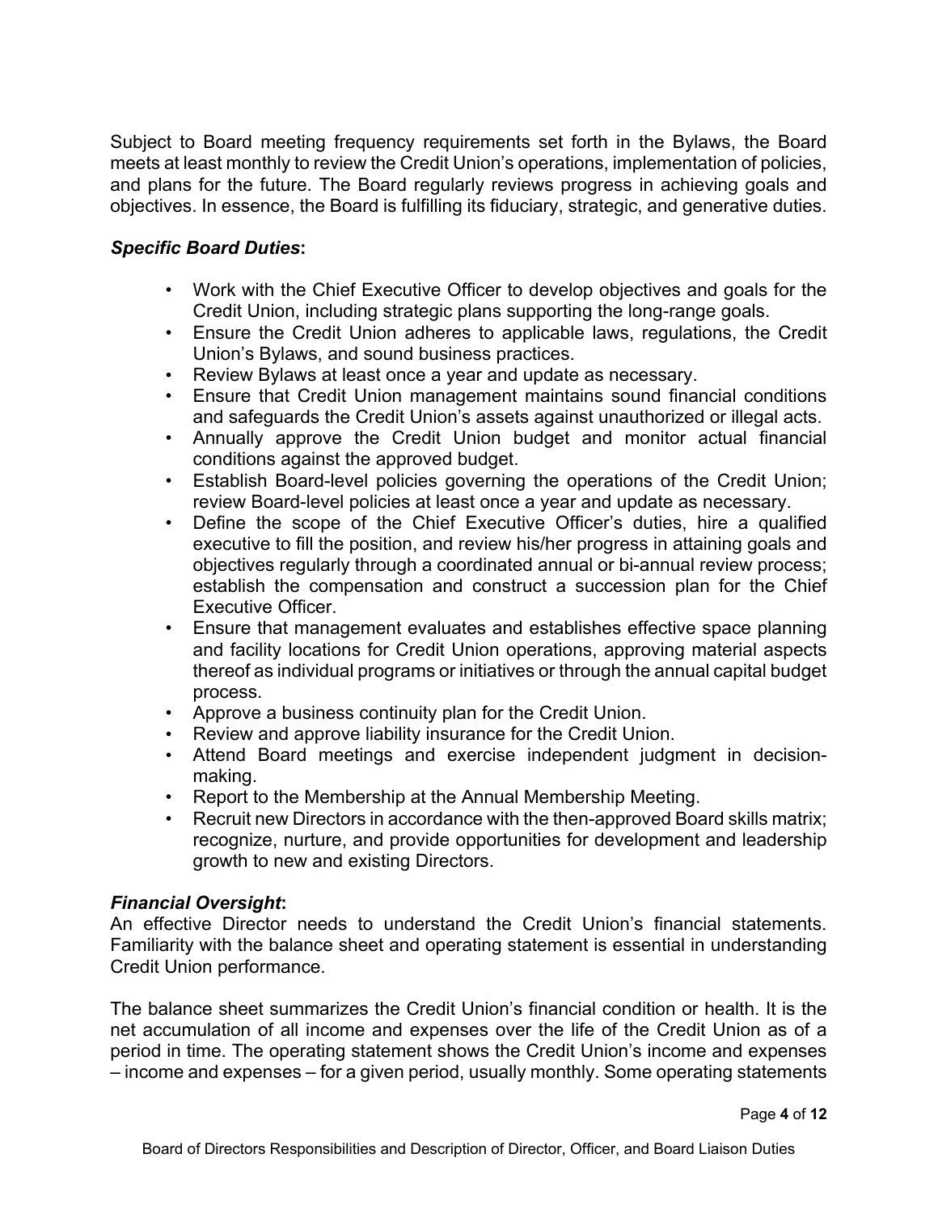Subject to Board meeting frequency requirements set forth in the Bylaws, the Board meets at least monthly to review the Credit Union's operations, implementation of policies, and plans for the future. The Board regularly reviews progress in achieving goals and objectives. In essence, the Board is fulfilling its fiduciary, strategic, and generative duties.

***Specific Board Duties*:**

- Work with the Chief Executive Officer to develop objectives and goals for the Credit Union, including strategic plans supporting the long-range goals.
- Ensure the Credit Union adheres to applicable laws, regulations, the Credit Union's Bylaws, and sound business practices.
- Review Bylaws at least once a year and update as necessary.
- Ensure that Credit Union management maintains sound financial conditions and safeguards the Credit Union's assets against unauthorized or illegal acts.
- Annually approve the Credit Union budget and monitor actual financial conditions against the approved budget.
- Establish Board-level policies governing the operations of the Credit Union; review Board-level policies at least once a year and update as necessary.
- Define the scope of the Chief Executive Officer's duties, hire a qualified executive to fill the position, and review his/her progress in attaining goals and objectives regularly through a coordinated annual or bi-annual review process; establish the compensation and construct a succession plan for the Chief Executive Officer.
- Ensure that management evaluates and establishes effective space planning and facility locations for Credit Union operations, approving material aspects thereof as individual programs or initiatives or through the annual capital budget process.
- Approve a business continuity plan for the Credit Union.
- Review and approve liability insurance for the Credit Union.
- Attend Board meetings and exercise independent judgment in decision-making.
- Report to the Membership at the Annual Membership Meeting.
- Recruit new Directors in accordance with the then-approved Board skills matrix; recognize, nurture, and provide opportunities for development and leadership growth to new and existing Directors.

***Financial Oversight*:**

An effective Director needs to understand the Credit Union's financial statements. Familiarity with the balance sheet and operating statement is essential in understanding Credit Union performance.

The balance sheet summarizes the Credit Union's financial condition or health. It is the net accumulation of all income and expenses over the life of the Credit Union as of a period in time. The operating statement shows the Credit Union's income and expenses – income and expenses – for a given period, usually monthly. Some operating statements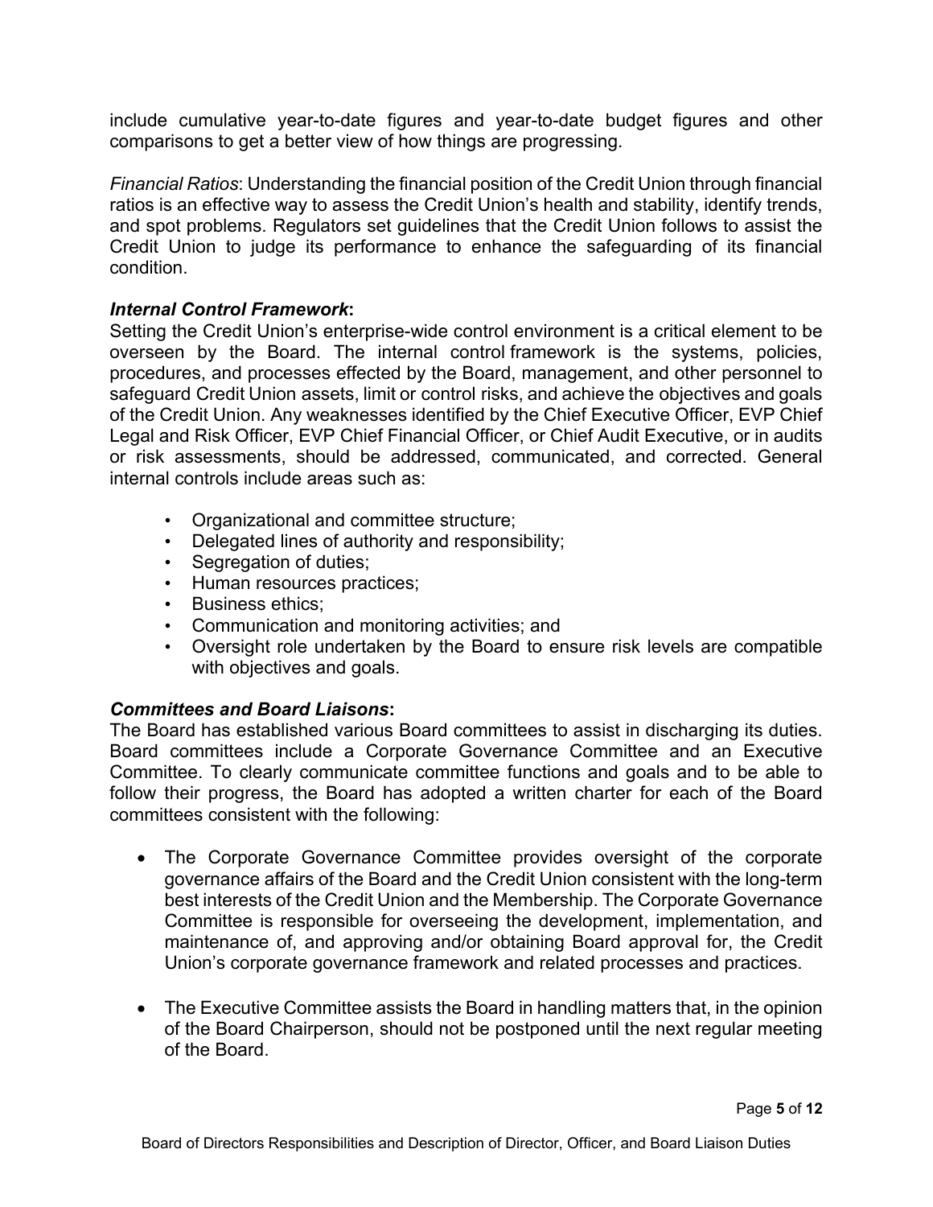include cumulative year-to-date figures and year-to-date budget figures and other comparisons to get a better view of how things are progressing.

*Financial Ratios*: Understanding the financial position of the Credit Union through financial ratios is an effective way to assess the Credit Union's health and stability, identify trends, and spot problems. Regulators set guidelines that the Credit Union follows to assist the Credit Union to judge its performance to enhance the safeguarding of its financial condition.

***Internal Control Framework*:**

Setting the Credit Union's enterprise-wide control environment is a critical element to be overseen by the Board. The internal control framework is the systems, policies, procedures, and processes effected by the Board, management, and other personnel to safeguard Credit Union assets, limit or control risks, and achieve the objectives and goals of the Credit Union. Any weaknesses identified by the Chief Executive Officer, EVP Chief Legal and Risk Officer, EVP Chief Financial Officer, or Chief Audit Executive, or in audits or risk assessments, should be addressed, communicated, and corrected. General internal controls include areas such as:

- Organizational and committee structure;
- Delegated lines of authority and responsibility;
- Segregation of duties;
- Human resources practices;
- Business ethics;
- Communication and monitoring activities; and
- Oversight role undertaken by the Board to ensure risk levels are compatible with objectives and goals.

***Committees and Board Liaisons*:**

The Board has established various Board committees to assist in discharging its duties. Board committees include a Corporate Governance Committee and an Executive Committee. To clearly communicate committee functions and goals and to be able to follow their progress, the Board has adopted a written charter for each of the Board committees consistent with the following:

- The Corporate Governance Committee provides oversight of the corporate governance affairs of the Board and the Credit Union consistent with the long-term best interests of the Credit Union and the Membership. The Corporate Governance Committee is responsible for overseeing the development, implementation, and maintenance of, and approving and/or obtaining Board approval for, the Credit Union's corporate governance framework and related processes and practices.

- The Executive Committee assists the Board in handling matters that, in the opinion of the Board Chairperson, should not be postponed until the next regular meeting of the Board.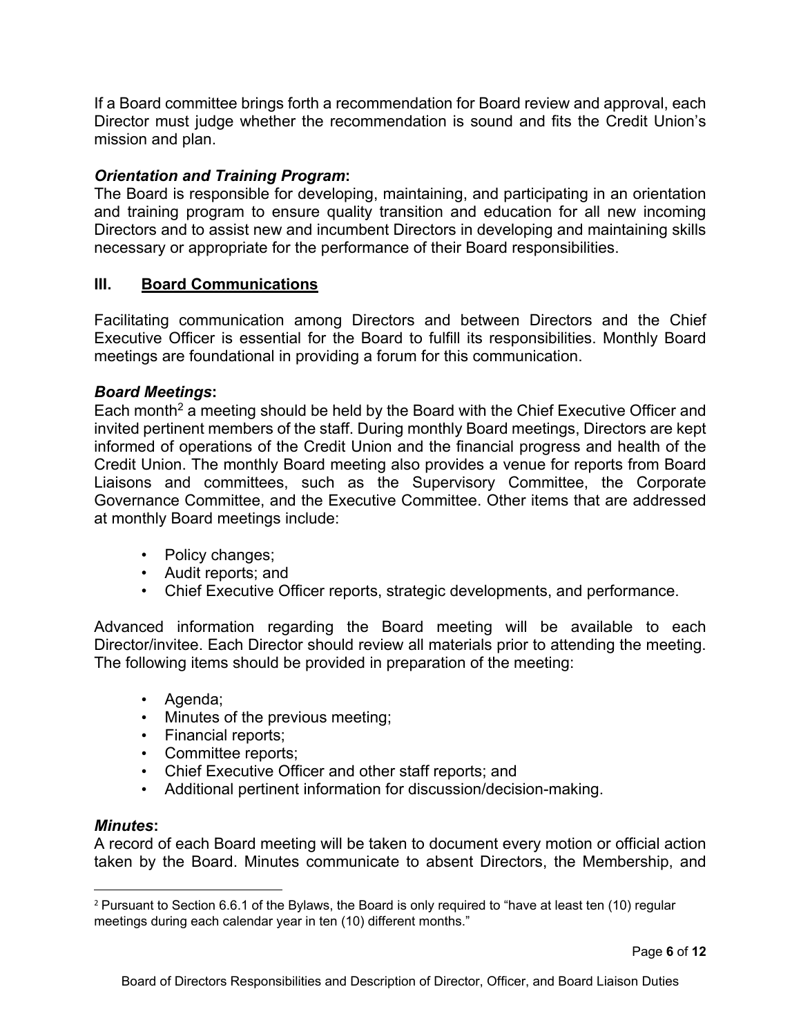If a Board committee brings forth a recommendation for Board review and approval, each Director must judge whether the recommendation is sound and fits the Credit Union's mission and plan.

***Orientation and Training Program*:**
The Board is responsible for developing, maintaining, and participating in an orientation and training program to ensure quality transition and education for all new incoming Directors and to assist new and incumbent Directors in developing and maintaining skills necessary or appropriate for the performance of their Board responsibilities.

## III. <u>Board Communications</u>

Facilitating communication among Directors and between Directors and the Chief Executive Officer is essential for the Board to fulfill its responsibilities. Monthly Board meetings are foundational in providing a forum for this communication.

***Board Meetings*:**
Each month[2] a meeting should be held by the Board with the Chief Executive Officer and invited pertinent members of the staff. During monthly Board meetings, Directors are kept informed of operations of the Credit Union and the financial progress and health of the Credit Union. The monthly Board meeting also provides a venue for reports from Board Liaisons and committees, such as the Supervisory Committee, the Corporate Governance Committee, and the Executive Committee. Other items that are addressed at monthly Board meetings include:

- Policy changes;
- Audit reports; and
- Chief Executive Officer reports, strategic developments, and performance.

Advanced information regarding the Board meeting will be available to each Director/invitee. Each Director should review all materials prior to attending the meeting. The following items should be provided in preparation of the meeting:

- Agenda;
- Minutes of the previous meeting;
- Financial reports;
- Committee reports;
- Chief Executive Officer and other staff reports; and
- Additional pertinent information for discussion/decision-making.

***Minutes*:**
A record of each Board meeting will be taken to document every motion or official action taken by the Board. Minutes communicate to absent Directors, the Membership, and

[2] Pursuant to Section 6.6.1 of the Bylaws, the Board is only required to "have at least ten (10) regular meetings during each calendar year in ten (10) different months."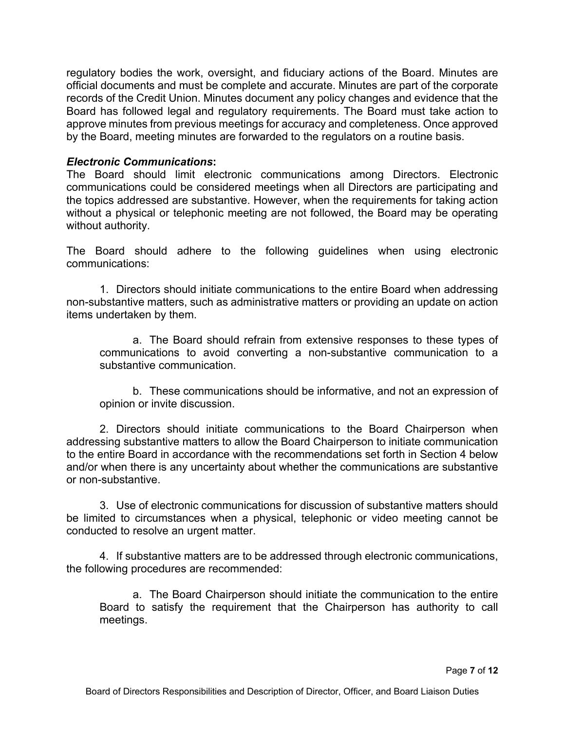regulatory bodies the work, oversight, and fiduciary actions of the Board. Minutes are official documents and must be complete and accurate. Minutes are part of the corporate records of the Credit Union. Minutes document any policy changes and evidence that the Board has followed legal and regulatory requirements. The Board must take action to approve minutes from previous meetings for accuracy and completeness. Once approved by the Board, meeting minutes are forwarded to the regulators on a routine basis.

***Electronic Communications*:**
The Board should limit electronic communications among Directors. Electronic communications could be considered meetings when all Directors are participating and the topics addressed are substantive. However, when the requirements for taking action without a physical or telephonic meeting are not followed, the Board may be operating without authority.

The Board should adhere to the following guidelines when using electronic communications:

1. Directors should initiate communications to the entire Board when addressing non-substantive matters, such as administrative matters or providing an update on action items undertaken by them.

    a. The Board should refrain from extensive responses to these types of communications to avoid converting a non-substantive communication to a substantive communication.

    b. These communications should be informative, and not an expression of opinion or invite discussion.

2. Directors should initiate communications to the Board Chairperson when addressing substantive matters to allow the Board Chairperson to initiate communication to the entire Board in accordance with the recommendations set forth in Section 4 below and/or when there is any uncertainty about whether the communications are substantive or non-substantive.

3. Use of electronic communications for discussion of substantive matters should be limited to circumstances when a physical, telephonic or video meeting cannot be conducted to resolve an urgent matter.

4. If substantive matters are to be addressed through electronic communications, the following procedures are recommended:

    a. The Board Chairperson should initiate the communication to the entire Board to satisfy the requirement that the Chairperson has authority to call meetings.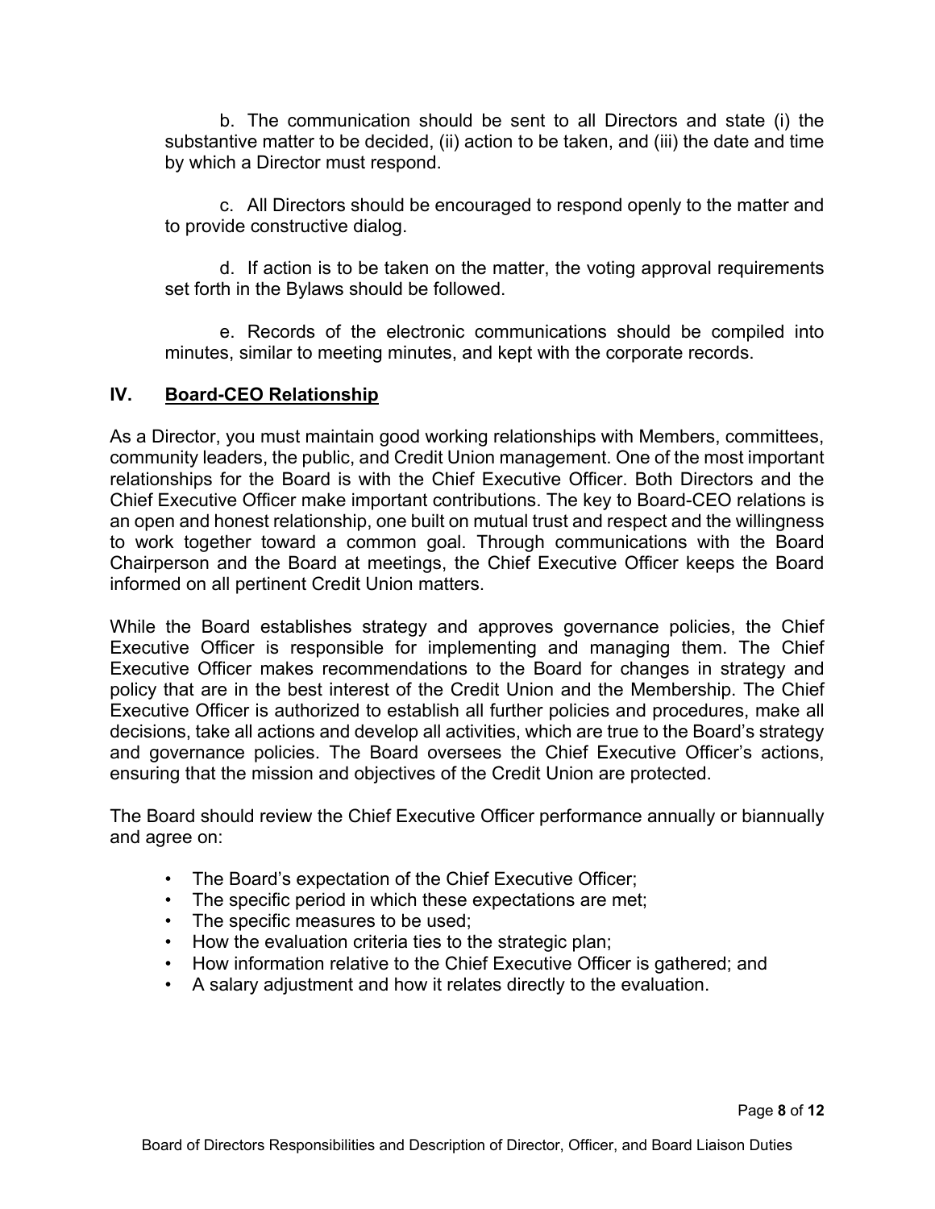b. The communication should be sent to all Directors and state (i) the substantive matter to be decided, (ii) action to be taken, and (iii) the date and time by which a Director must respond.

c. All Directors should be encouraged to respond openly to the matter and to provide constructive dialog.

d. If action is to be taken on the matter, the voting approval requirements set forth in the Bylaws should be followed.

e. Records of the electronic communications should be compiled into minutes, similar to meeting minutes, and kept with the corporate records.

## IV. Board-CEO Relationship

As a Director, you must maintain good working relationships with Members, committees, community leaders, the public, and Credit Union management. One of the most important relationships for the Board is with the Chief Executive Officer. Both Directors and the Chief Executive Officer make important contributions. The key to Board-CEO relations is an open and honest relationship, one built on mutual trust and respect and the willingness to work together toward a common goal. Through communications with the Board Chairperson and the Board at meetings, the Chief Executive Officer keeps the Board informed on all pertinent Credit Union matters.

While the Board establishes strategy and approves governance policies, the Chief Executive Officer is responsible for implementing and managing them. The Chief Executive Officer makes recommendations to the Board for changes in strategy and policy that are in the best interest of the Credit Union and the Membership. The Chief Executive Officer is authorized to establish all further policies and procedures, make all decisions, take all actions and develop all activities, which are true to the Board's strategy and governance policies. The Board oversees the Chief Executive Officer's actions, ensuring that the mission and objectives of the Credit Union are protected.

The Board should review the Chief Executive Officer performance annually or biannually and agree on:

- The Board's expectation of the Chief Executive Officer;
- The specific period in which these expectations are met;
- The specific measures to be used;
- How the evaluation criteria ties to the strategic plan;
- How information relative to the Chief Executive Officer is gathered; and
- A salary adjustment and how it relates directly to the evaluation.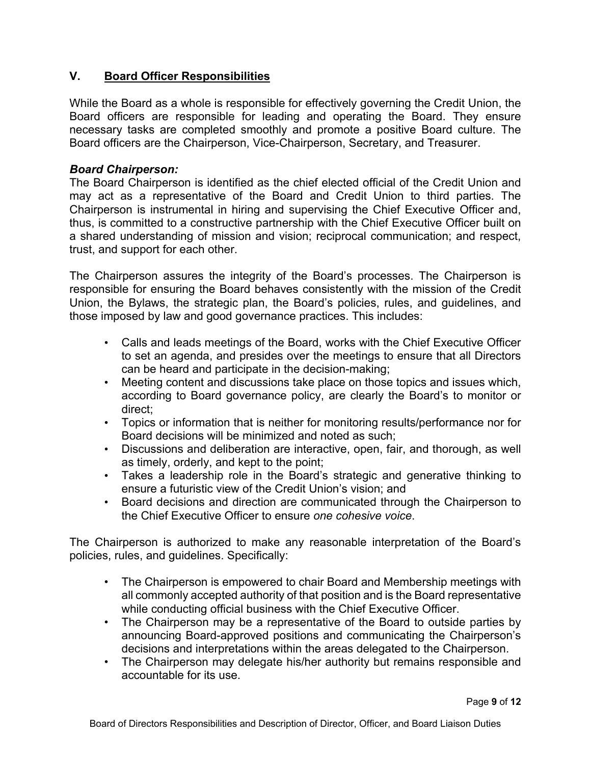## V. <u>Board Officer Responsibilities</u>

While the Board as a whole is responsible for effectively governing the Credit Union, the Board officers are responsible for leading and operating the Board. They ensure necessary tasks are completed smoothly and promote a positive Board culture. The Board officers are the Chairperson, Vice-Chairperson, Secretary, and Treasurer.

***Board Chairperson:***

The Board Chairperson is identified as the chief elected official of the Credit Union and may act as a representative of the Board and Credit Union to third parties. The Chairperson is instrumental in hiring and supervising the Chief Executive Officer and, thus, is committed to a constructive partnership with the Chief Executive Officer built on a shared understanding of mission and vision; reciprocal communication; and respect, trust, and support for each other.

The Chairperson assures the integrity of the Board's processes. The Chairperson is responsible for ensuring the Board behaves consistently with the mission of the Credit Union, the Bylaws, the strategic plan, the Board's policies, rules, and guidelines, and those imposed by law and good governance practices. This includes:

- Calls and leads meetings of the Board, works with the Chief Executive Officer to set an agenda, and presides over the meetings to ensure that all Directors can be heard and participate in the decision-making;
- Meeting content and discussions take place on those topics and issues which, according to Board governance policy, are clearly the Board's to monitor or direct;
- Topics or information that is neither for monitoring results/performance nor for Board decisions will be minimized and noted as such;
- Discussions and deliberation are interactive, open, fair, and thorough, as well as timely, orderly, and kept to the point;
- Takes a leadership role in the Board's strategic and generative thinking to ensure a futuristic view of the Credit Union's vision; and
- Board decisions and direction are communicated through the Chairperson to the Chief Executive Officer to ensure *one cohesive voice*.

The Chairperson is authorized to make any reasonable interpretation of the Board's policies, rules, and guidelines. Specifically:

- The Chairperson is empowered to chair Board and Membership meetings with all commonly accepted authority of that position and is the Board representative while conducting official business with the Chief Executive Officer.
- The Chairperson may be a representative of the Board to outside parties by announcing Board-approved positions and communicating the Chairperson's decisions and interpretations within the areas delegated to the Chairperson.
- The Chairperson may delegate his/her authority but remains responsible and accountable for its use.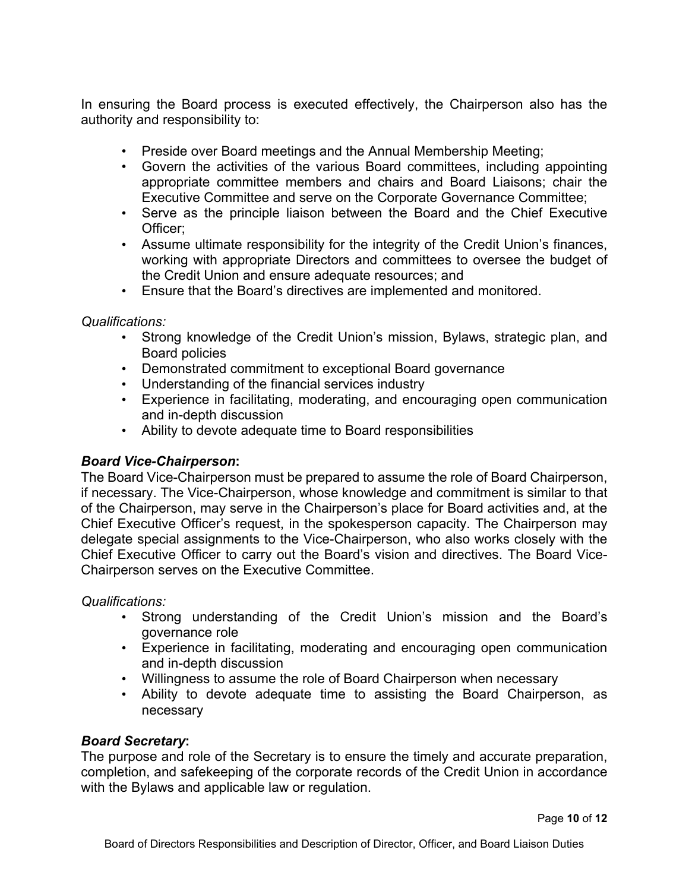In ensuring the Board process is executed effectively, the Chairperson also has the authority and responsibility to:

- Preside over Board meetings and the Annual Membership Meeting;
- Govern the activities of the various Board committees, including appointing appropriate committee members and chairs and Board Liaisons; chair the Executive Committee and serve on the Corporate Governance Committee;
- Serve as the principle liaison between the Board and the Chief Executive Officer;
- Assume ultimate responsibility for the integrity of the Credit Union's finances, working with appropriate Directors and committees to oversee the budget of the Credit Union and ensure adequate resources; and
- Ensure that the Board's directives are implemented and monitored.

*Qualifications:*

- Strong knowledge of the Credit Union's mission, Bylaws, strategic plan, and Board policies
- Demonstrated commitment to exceptional Board governance
- Understanding of the financial services industry
- Experience in facilitating, moderating, and encouraging open communication and in-depth discussion
- Ability to devote adequate time to Board responsibilities

***Board Vice-Chairperson*:**

The Board Vice-Chairperson must be prepared to assume the role of Board Chairperson, if necessary. The Vice-Chairperson, whose knowledge and commitment is similar to that of the Chairperson, may serve in the Chairperson's place for Board activities and, at the Chief Executive Officer's request, in the spokesperson capacity. The Chairperson may delegate special assignments to the Vice-Chairperson, who also works closely with the Chief Executive Officer to carry out the Board's vision and directives. The Board Vice-Chairperson serves on the Executive Committee.

*Qualifications:*

- Strong understanding of the Credit Union's mission and the Board's governance role
- Experience in facilitating, moderating and encouraging open communication and in-depth discussion
- Willingness to assume the role of Board Chairperson when necessary
- Ability to devote adequate time to assisting the Board Chairperson, as necessary

***Board Secretary*:**

The purpose and role of the Secretary is to ensure the timely and accurate preparation, completion, and safekeeping of the corporate records of the Credit Union in accordance with the Bylaws and applicable law or regulation.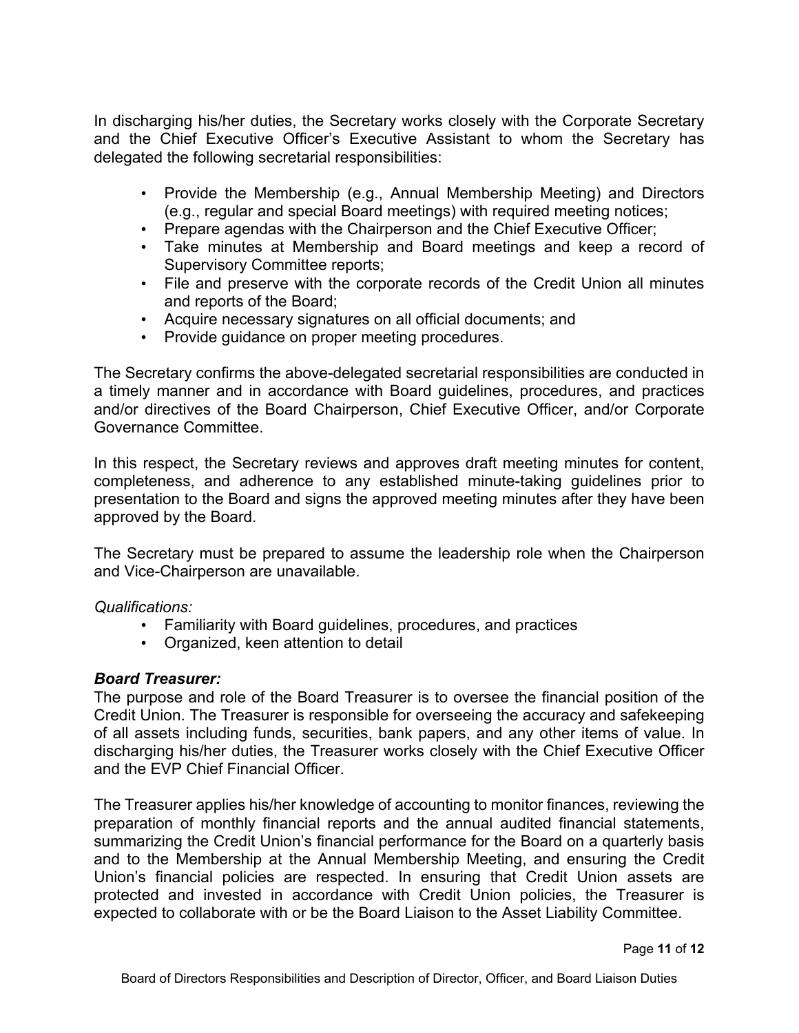In discharging his/her duties, the Secretary works closely with the Corporate Secretary and the Chief Executive Officer's Executive Assistant to whom the Secretary has delegated the following secretarial responsibilities:

- Provide the Membership (e.g., Annual Membership Meeting) and Directors (e.g., regular and special Board meetings) with required meeting notices;
- Prepare agendas with the Chairperson and the Chief Executive Officer;
- Take minutes at Membership and Board meetings and keep a record of Supervisory Committee reports;
- File and preserve with the corporate records of the Credit Union all minutes and reports of the Board;
- Acquire necessary signatures on all official documents; and
- Provide guidance on proper meeting procedures.

The Secretary confirms the above-delegated secretarial responsibilities are conducted in a timely manner and in accordance with Board guidelines, procedures, and practices and/or directives of the Board Chairperson, Chief Executive Officer, and/or Corporate Governance Committee.

In this respect, the Secretary reviews and approves draft meeting minutes for content, completeness, and adherence to any established minute-taking guidelines prior to presentation to the Board and signs the approved meeting minutes after they have been approved by the Board.

The Secretary must be prepared to assume the leadership role when the Chairperson and Vice-Chairperson are unavailable.

*Qualifications:*

- Familiarity with Board guidelines, procedures, and practices
- Organized, keen attention to detail

***Board Treasurer:***

The purpose and role of the Board Treasurer is to oversee the financial position of the Credit Union. The Treasurer is responsible for overseeing the accuracy and safekeeping of all assets including funds, securities, bank papers, and any other items of value. In discharging his/her duties, the Treasurer works closely with the Chief Executive Officer and the EVP Chief Financial Officer.

The Treasurer applies his/her knowledge of accounting to monitor finances, reviewing the preparation of monthly financial reports and the annual audited financial statements, summarizing the Credit Union's financial performance for the Board on a quarterly basis and to the Membership at the Annual Membership Meeting, and ensuring the Credit Union's financial policies are respected. In ensuring that Credit Union assets are protected and invested in accordance with Credit Union policies, the Treasurer is expected to collaborate with or be the Board Liaison to the Asset Liability Committee.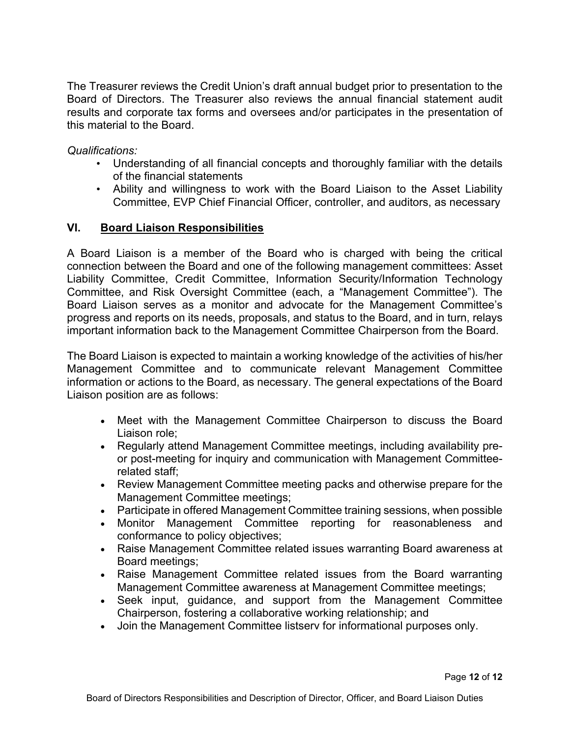The Treasurer reviews the Credit Union's draft annual budget prior to presentation to the Board of Directors. The Treasurer also reviews the annual financial statement audit results and corporate tax forms and oversees and/or participates in the presentation of this material to the Board.

*Qualifications:*

- Understanding of all financial concepts and thoroughly familiar with the details of the financial statements
- Ability and willingness to work with the Board Liaison to the Asset Liability Committee, EVP Chief Financial Officer, controller, and auditors, as necessary

## VI. Board Liaison Responsibilities

A Board Liaison is a member of the Board who is charged with being the critical connection between the Board and one of the following management committees: Asset Liability Committee, Credit Committee, Information Security/Information Technology Committee, and Risk Oversight Committee (each, a "Management Committee"). The Board Liaison serves as a monitor and advocate for the Management Committee's progress and reports on its needs, proposals, and status to the Board, and in turn, relays important information back to the Management Committee Chairperson from the Board.

The Board Liaison is expected to maintain a working knowledge of the activities of his/her Management Committee and to communicate relevant Management Committee information or actions to the Board, as necessary. The general expectations of the Board Liaison position are as follows:

- Meet with the Management Committee Chairperson to discuss the Board Liaison role;
- Regularly attend Management Committee meetings, including availability pre- or post-meeting for inquiry and communication with Management Committee-related staff;
- Review Management Committee meeting packs and otherwise prepare for the Management Committee meetings;
- Participate in offered Management Committee training sessions, when possible
- Monitor Management Committee reporting for reasonableness and conformance to policy objectives;
- Raise Management Committee related issues warranting Board awareness at Board meetings;
- Raise Management Committee related issues from the Board warranting Management Committee awareness at Management Committee meetings;
- Seek input, guidance, and support from the Management Committee Chairperson, fostering a collaborative working relationship; and
- Join the Management Committee listserv for informational purposes only.